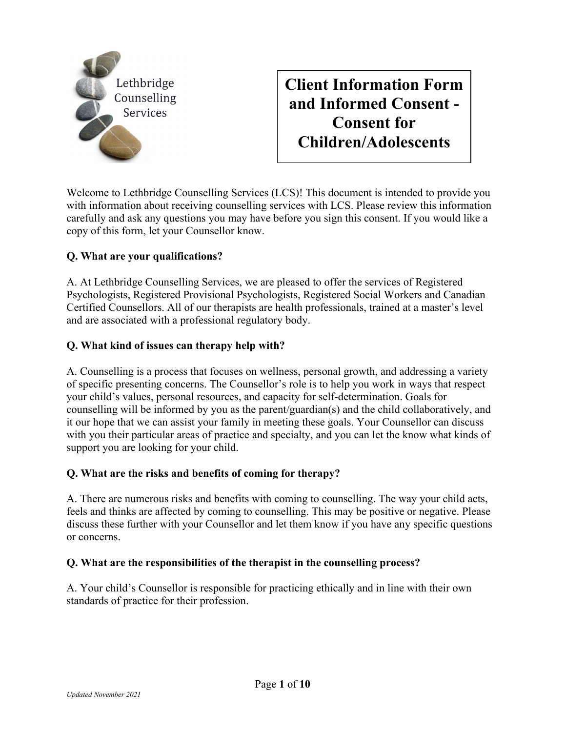Lethbridge Counselling Services

# Client Information Form and Informed Consent - Consent for Children/Adolescents

Welcome to Lethbridge Counselling Services (LCS)! This document is intended to provide you with information about receiving counselling services with LCS. Please review this information carefully and ask any questions you may have before you sign this consent. If you would like a copy of this form, let your Counsellor know.

**Q. What are your qualifications?**

A. At Lethbridge Counselling Services, we are pleased to offer the services of Registered Psychologists, Registered Provisional Psychologists, Registered Social Workers and Canadian Certified Counsellors. All of our therapists are health professionals, trained at a master's level and are associated with a professional regulatory body.

**Q. What kind of issues can therapy help with?**

A. Counselling is a process that focuses on wellness, personal growth, and addressing a variety of specific presenting concerns. The Counsellor's role is to help you work in ways that respect your child's values, personal resources, and capacity for self-determination. Goals for counselling will be informed by you as the parent/guardian(s) and the child collaboratively, and it our hope that we can assist your family in meeting these goals. Your Counsellor can discuss with you their particular areas of practice and specialty, and you can let the know what kinds of support you are looking for your child.

**Q. What are the risks and benefits of coming for therapy?**

A. There are numerous risks and benefits with coming to counselling. The way your child acts, feels and thinks are affected by coming to counselling. This may be positive or negative. Please discuss these further with your Counsellor and let them know if you have any specific questions or concerns.

**Q. What are the responsibilities of the therapist in the counselling process?**

A. Your child's Counsellor is responsible for practicing ethically and in line with their own standards of practice for their profession.

*Updated November 2021*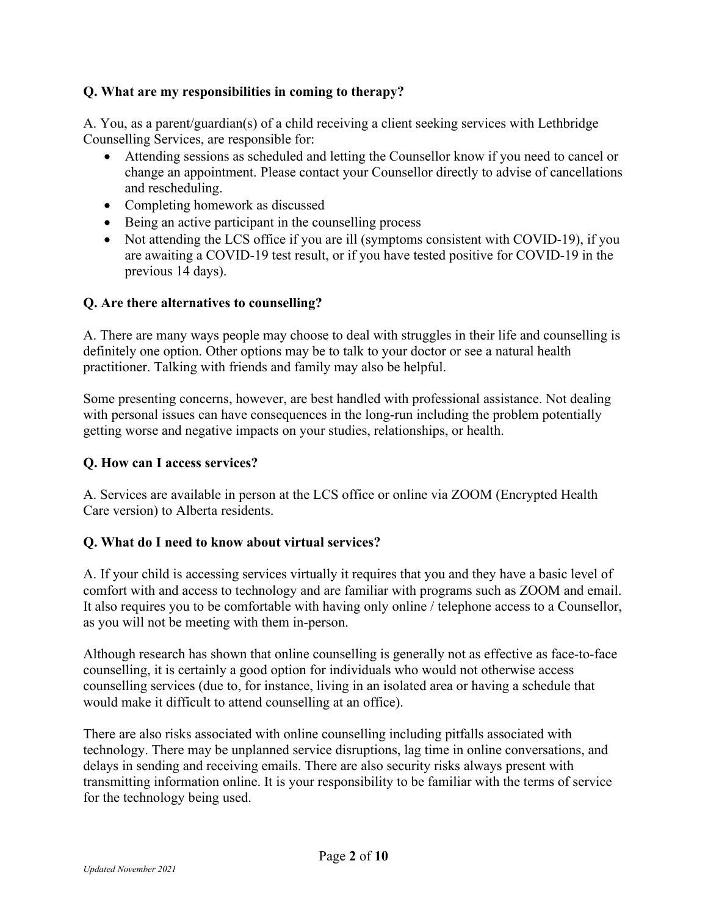**Q. What are my responsibilities in coming to therapy?**

A. You, as a parent/guardian(s) of a child receiving a client seeking services with Lethbridge Counselling Services, are responsible for:

- Attending sessions as scheduled and letting the Counsellor know if you need to cancel or change an appointment. Please contact your Counsellor directly to advise of cancellations and rescheduling.
- Completing homework as discussed
- Being an active participant in the counselling process
- Not attending the LCS office if you are ill (symptoms consistent with COVID-19), if you are awaiting a COVID-19 test result, or if you have tested positive for COVID-19 in the previous 14 days).

**Q. Are there alternatives to counselling?**

A. There are many ways people may choose to deal with struggles in their life and counselling is definitely one option. Other options may be to talk to your doctor or see a natural health practitioner. Talking with friends and family may also be helpful.

Some presenting concerns, however, are best handled with professional assistance. Not dealing with personal issues can have consequences in the long-run including the problem potentially getting worse and negative impacts on your studies, relationships, or health.

**Q. How can I access services?**

A. Services are available in person at the LCS office or online via ZOOM (Encrypted Health Care version) to Alberta residents.

**Q. What do I need to know about virtual services?**

A. If your child is accessing services virtually it requires that you and they have a basic level of comfort with and access to technology and are familiar with programs such as ZOOM and email. It also requires you to be comfortable with having only online / telephone access to a Counsellor, as you will not be meeting with them in-person.

Although research has shown that online counselling is generally not as effective as face-to-face counselling, it is certainly a good option for individuals who would not otherwise access counselling services (due to, for instance, living in an isolated area or having a schedule that would make it difficult to attend counselling at an office).

There are also risks associated with online counselling including pitfalls associated with technology. There may be unplanned service disruptions, lag time in online conversations, and delays in sending and receiving emails. There are also security risks always present with transmitting information online. It is your responsibility to be familiar with the terms of service for the technology being used.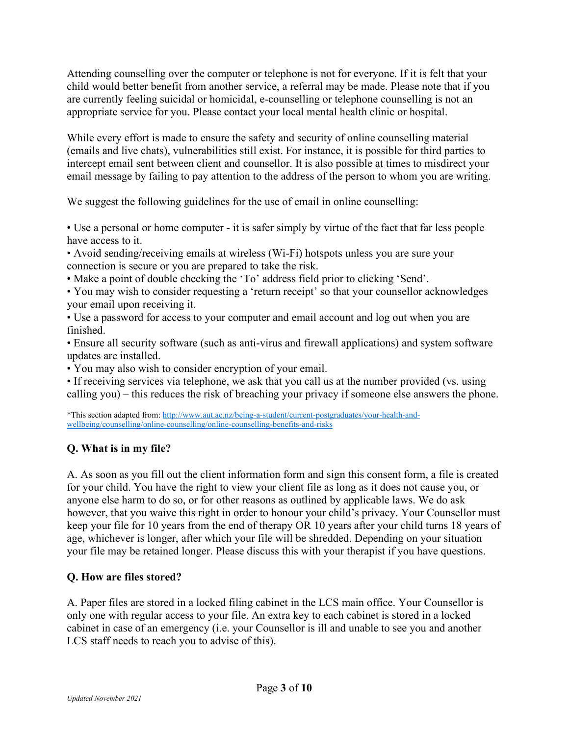Attending counselling over the computer or telephone is not for everyone. If it is felt that your child would better benefit from another service, a referral may be made. Please note that if you are currently feeling suicidal or homicidal, e-counselling or telephone counselling is not an appropriate service for you. Please contact your local mental health clinic or hospital.

While every effort is made to ensure the safety and security of online counselling material (emails and live chats), vulnerabilities still exist. For instance, it is possible for third parties to intercept email sent between client and counsellor. It is also possible at times to misdirect your email message by failing to pay attention to the address of the person to whom you are writing.

We suggest the following guidelines for the use of email in online counselling:

- Use a personal or home computer - it is safer simply by virtue of the fact that far less people have access to it.
- Avoid sending/receiving emails at wireless (Wi-Fi) hotspots unless you are sure your connection is secure or you are prepared to take the risk.
- Make a point of double checking the ‘To’ address field prior to clicking ‘Send’.
- You may wish to consider requesting a ‘return receipt’ so that your counsellor acknowledges your email upon receiving it.
- Use a password for access to your computer and email account and log out when you are finished.
- Ensure all security software (such as anti-virus and firewall applications) and system software updates are installed.
- You may also wish to consider encryption of your email.
- If receiving services via telephone, we ask that you call us at the number provided (vs. using calling you) – this reduces the risk of breaching your privacy if someone else answers the phone.

*This section adapted from: http://www.aut.ac.nz/being-a-student/current-postgraduates/your-health-and-wellbeing/counselling/online-counselling/online-counselling-benefits-and-risks

**Q. What is in my file?**

A. As soon as you fill out the client information form and sign this consent form, a file is created for your child. You have the right to view your client file as long as it does not cause you, or anyone else harm to do so, or for other reasons as outlined by applicable laws. We do ask however, that you waive this right in order to honour your child’s privacy. Your Counsellor must keep your file for 10 years from the end of therapy OR 10 years after your child turns 18 years of age, whichever is longer, after which your file will be shredded. Depending on your situation your file may be retained longer. Please discuss this with your therapist if you have questions.

**Q. How are files stored?**

A. Paper files are stored in a locked filing cabinet in the LCS main office. Your Counsellor is only one with regular access to your file. An extra key to each cabinet is stored in a locked cabinet in case of an emergency (i.e. your Counsellor is ill and unable to see you and another LCS staff needs to reach you to advise of this).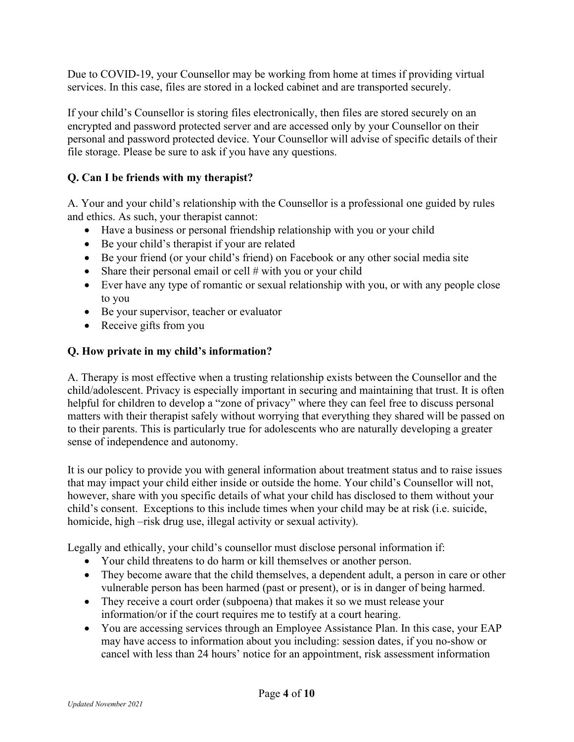Due to COVID-19, your Counsellor may be working from home at times if providing virtual services. In this case, files are stored in a locked cabinet and are transported securely.

If your child's Counsellor is storing files electronically, then files are stored securely on an encrypted and password protected server and are accessed only by your Counsellor on their personal and password protected device. Your Counsellor will advise of specific details of their file storage. Please be sure to ask if you have any questions.

**Q. Can I be friends with my therapist?**

A. Your and your child's relationship with the Counsellor is a professional one guided by rules and ethics. As such, your therapist cannot:

- Have a business or personal friendship relationship with you or your child
- Be your child's therapist if your are related
- Be your friend (or your child's friend) on Facebook or any other social media site
- Share their personal email or cell # with you or your child
- Ever have any type of romantic or sexual relationship with you, or with any people close to you
- Be your supervisor, teacher or evaluator
- Receive gifts from you

**Q. How private in my child's information?**

A. Therapy is most effective when a trusting relationship exists between the Counsellor and the child/adolescent. Privacy is especially important in securing and maintaining that trust. It is often helpful for children to develop a "zone of privacy" where they can feel free to discuss personal matters with their therapist safely without worrying that everything they shared will be passed on to their parents. This is particularly true for adolescents who are naturally developing a greater sense of independence and autonomy.

It is our policy to provide you with general information about treatment status and to raise issues that may impact your child either inside or outside the home. Your child's Counsellor will not, however, share with you specific details of what your child has disclosed to them without your child's consent. Exceptions to this include times when your child may be at risk (i.e. suicide, homicide, high –risk drug use, illegal activity or sexual activity).

Legally and ethically, your child's counsellor must disclose personal information if:

- Your child threatens to do harm or kill themselves or another person.
- They become aware that the child themselves, a dependent adult, a person in care or other vulnerable person has been harmed (past or present), or is in danger of being harmed.
- They receive a court order (subpoena) that makes it so we must release your information/or if the court requires me to testify at a court hearing.
- You are accessing services through an Employee Assistance Plan. In this case, your EAP may have access to information about you including: session dates, if you no-show or cancel with less than 24 hours' notice for an appointment, risk assessment information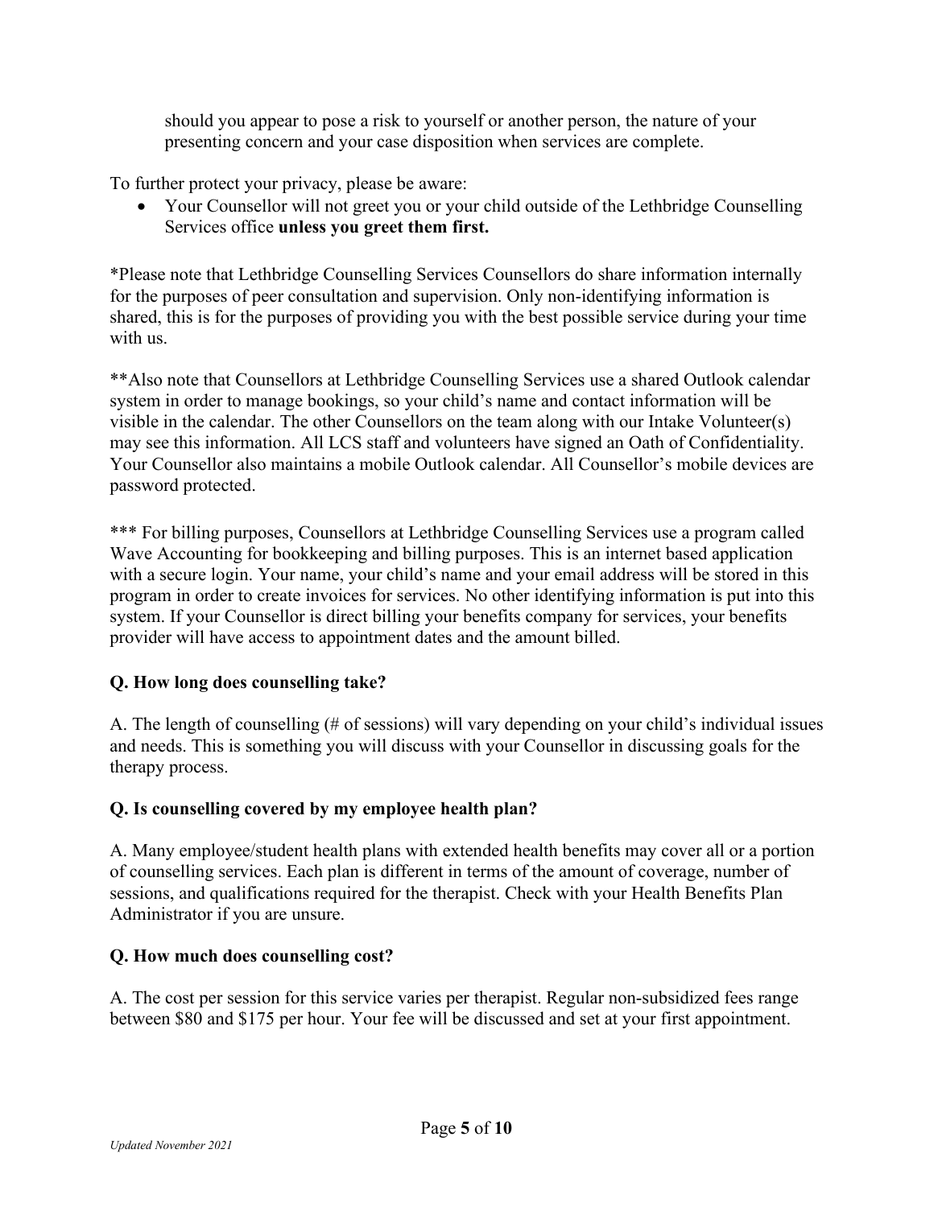should you appear to pose a risk to yourself or another person, the nature of your presenting concern and your case disposition when services are complete.

To further protect your privacy, please be aware:

- Your Counsellor will not greet you or your child outside of the Lethbridge Counselling Services office **unless you greet them first.**

*Please note that Lethbridge Counselling Services Counsellors do share information internally for the purposes of peer consultation and supervision. Only non-identifying information is shared, this is for the purposes of providing you with the best possible service during your time with us.

**Also note that Counsellors at Lethbridge Counselling Services use a shared Outlook calendar system in order to manage bookings, so your child's name and contact information will be visible in the calendar. The other Counsellors on the team along with our Intake Volunteer(s) may see this information. All LCS staff and volunteers have signed an Oath of Confidentiality. Your Counsellor also maintains a mobile Outlook calendar. All Counsellor's mobile devices are password protected.

*** For billing purposes, Counsellors at Lethbridge Counselling Services use a program called Wave Accounting for bookkeeping and billing purposes. This is an internet based application with a secure login. Your name, your child's name and your email address will be stored in this program in order to create invoices for services. No other identifying information is put into this system. If your Counsellor is direct billing your benefits company for services, your benefits provider will have access to appointment dates and the amount billed.

**Q. How long does counselling take?**

A. The length of counselling (# of sessions) will vary depending on your child's individual issues and needs. This is something you will discuss with your Counsellor in discussing goals for the therapy process.

**Q. Is counselling covered by my employee health plan?**

A. Many employee/student health plans with extended health benefits may cover all or a portion of counselling services. Each plan is different in terms of the amount of coverage, number of sessions, and qualifications required for the therapist. Check with your Health Benefits Plan Administrator if you are unsure.

**Q. How much does counselling cost?**

A. The cost per session for this service varies per therapist. Regular non-subsidized fees range between $80 and $175 per hour. Your fee will be discussed and set at your first appointment.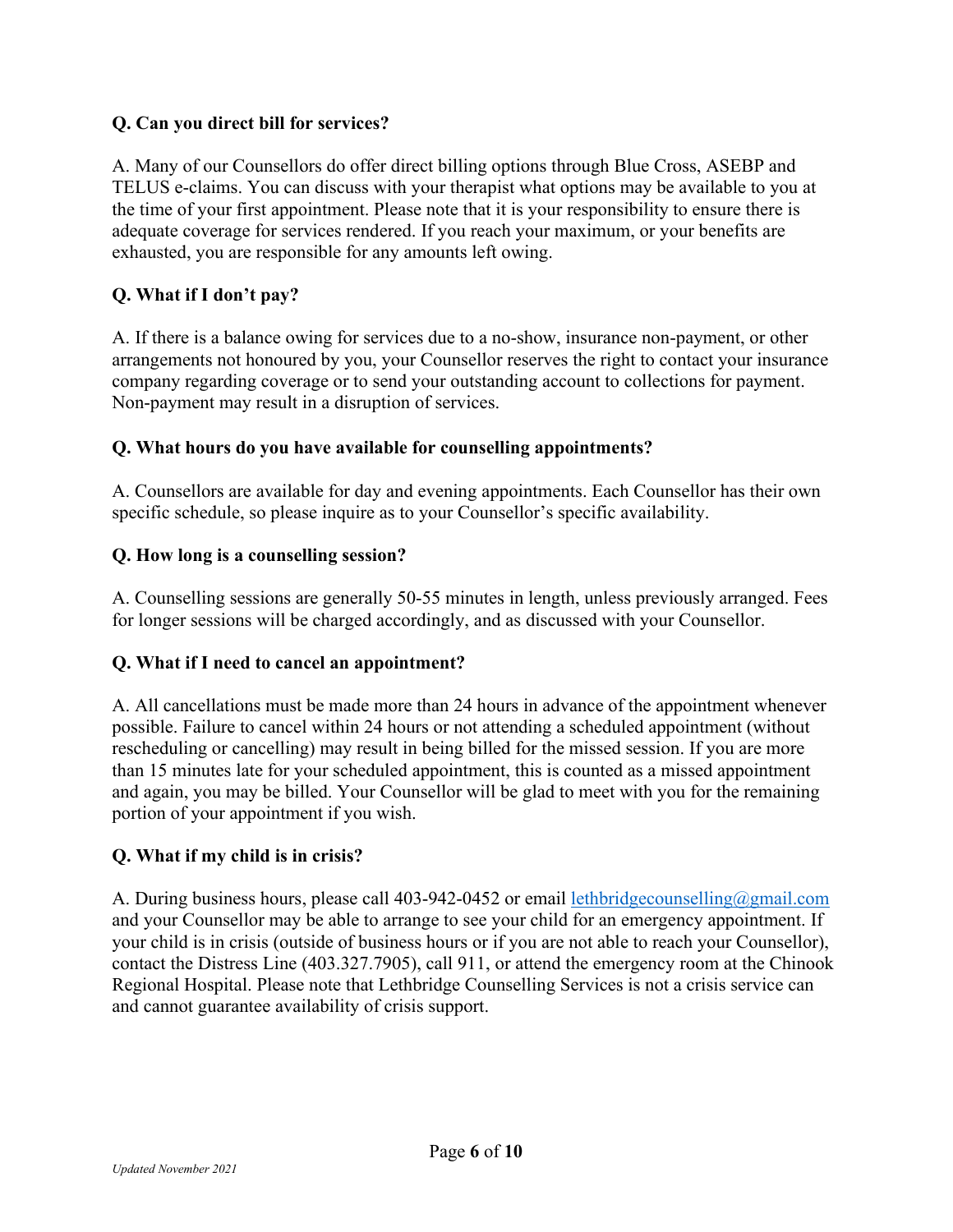**Q. Can you direct bill for services?**

A. Many of our Counsellors do offer direct billing options through Blue Cross, ASEBP and TELUS e-claims. You can discuss with your therapist what options may be available to you at the time of your first appointment. Please note that it is your responsibility to ensure there is adequate coverage for services rendered. If you reach your maximum, or your benefits are exhausted, you are responsible for any amounts left owing.

**Q. What if I don't pay?**

A. If there is a balance owing for services due to a no-show, insurance non-payment, or other arrangements not honoured by you, your Counsellor reserves the right to contact your insurance company regarding coverage or to send your outstanding account to collections for payment. Non-payment may result in a disruption of services.

**Q. What hours do you have available for counselling appointments?**

A. Counsellors are available for day and evening appointments. Each Counsellor has their own specific schedule, so please inquire as to your Counsellor's specific availability.

**Q. How long is a counselling session?**

A. Counselling sessions are generally 50-55 minutes in length, unless previously arranged. Fees for longer sessions will be charged accordingly, and as discussed with your Counsellor.

**Q. What if I need to cancel an appointment?**

A. All cancellations must be made more than 24 hours in advance of the appointment whenever possible. Failure to cancel within 24 hours or not attending a scheduled appointment (without rescheduling or cancelling) may result in being billed for the missed session. If you are more than 15 minutes late for your scheduled appointment, this is counted as a missed appointment and again, you may be billed. Your Counsellor will be glad to meet with you for the remaining portion of your appointment if you wish.

**Q. What if my child is in crisis?**

A. During business hours, please call 403-942-0452 or email [lethbridgecounselling@gmail.com](mailto:lethbridgecounselling@gmail.com) and your Counsellor may be able to arrange to see your child for an emergency appointment. If your child is in crisis (outside of business hours or if you are not able to reach your Counsellor), contact the Distress Line (403.327.7905), call 911, or attend the emergency room at the Chinook Regional Hospital. Please note that Lethbridge Counselling Services is not a crisis service can and cannot guarantee availability of crisis support.

*Updated November 2021*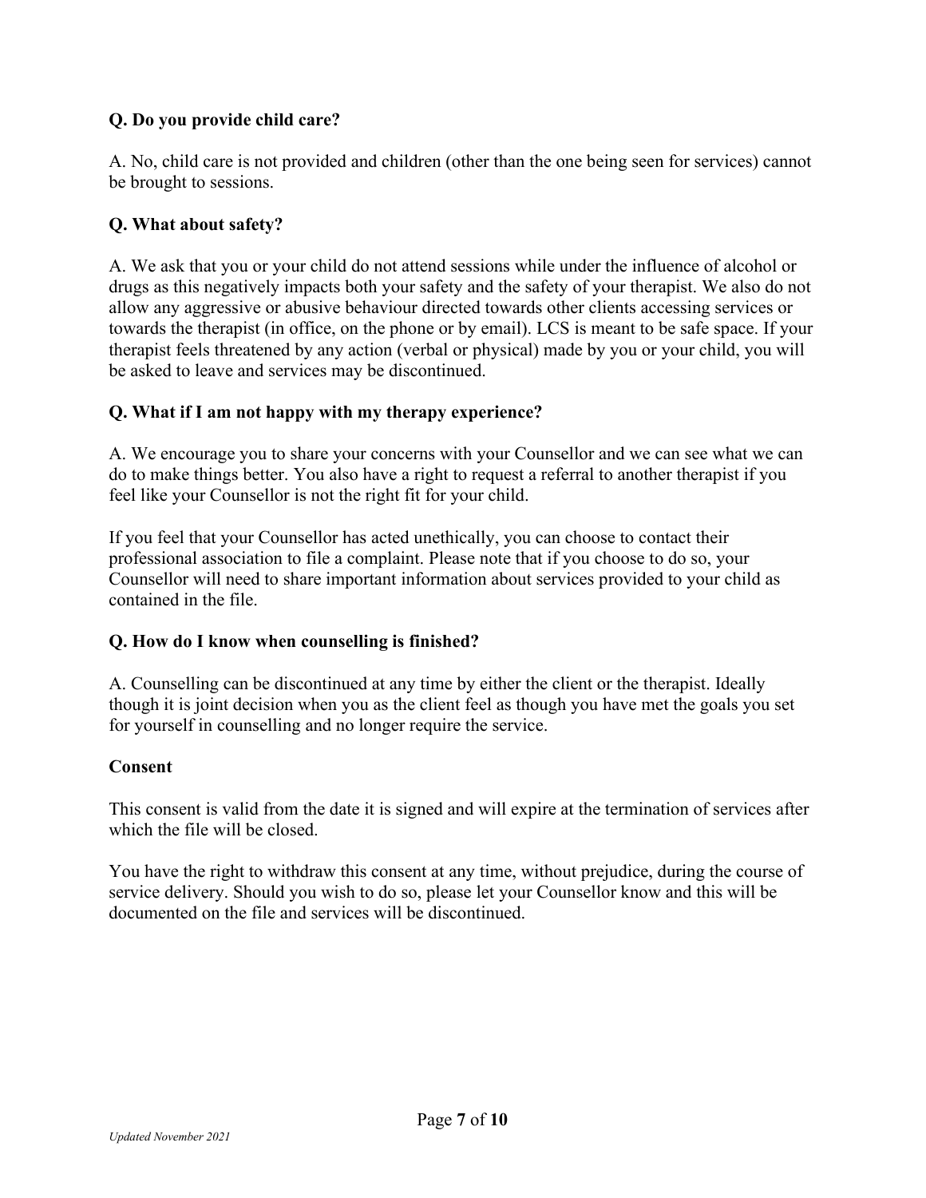**Q. Do you provide child care?**

A. No, child care is not provided and children (other than the one being seen for services) cannot be brought to sessions.

**Q. What about safety?**

A. We ask that you or your child do not attend sessions while under the influence of alcohol or drugs as this negatively impacts both your safety and the safety of your therapist. We also do not allow any aggressive or abusive behaviour directed towards other clients accessing services or towards the therapist (in office, on the phone or by email). LCS is meant to be safe space. If your therapist feels threatened by any action (verbal or physical) made by you or your child, you will be asked to leave and services may be discontinued.

**Q. What if I am not happy with my therapy experience?**

A. We encourage you to share your concerns with your Counsellor and we can see what we can do to make things better. You also have a right to request a referral to another therapist if you feel like your Counsellor is not the right fit for your child.

If you feel that your Counsellor has acted unethically, you can choose to contact their professional association to file a complaint. Please note that if you choose to do so, your Counsellor will need to share important information about services provided to your child as contained in the file.

**Q. How do I know when counselling is finished?**

A. Counselling can be discontinued at any time by either the client or the therapist. Ideally though it is joint decision when you as the client feel as though you have met the goals you set for yourself in counselling and no longer require the service.

**Consent**

This consent is valid from the date it is signed and will expire at the termination of services after which the file will be closed.

You have the right to withdraw this consent at any time, without prejudice, during the course of service delivery. Should you wish to do so, please let your Counsellor know and this will be documented on the file and services will be discontinued.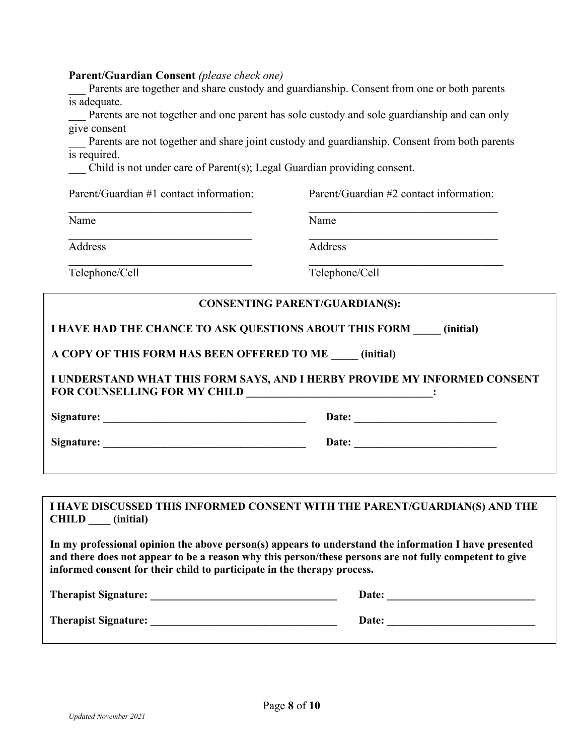**Parent/Guardian Consent** *(please check one)*

___ Parents are together and share custody and guardianship. Consent from one or both parents is adequate.

___ Parents are not together and one parent has sole custody and sole guardianship and can only give consent

___ Parents are not together and share joint custody and guardianship. Consent from both parents is required.

___ Child is not under care of Parent(s); Legal Guardian providing consent.

Parent/Guardian #1 contact information:

_________________________________
Name

_________________________________
Address

_________________________________
Telephone/Cell

Parent/Guardian #2 contact information:

_________________________________
Name

_________________________________
Address

_________________________________
Telephone/Cell

**CONSENTING PARENT/GUARDIAN(S):**

**I HAVE HAD THE CHANCE TO ASK QUESTIONS ABOUT THIS FORM _____ (initial)**

**A COPY OF THIS FORM HAS BEEN OFFERED TO ME _____ (initial)**

**I UNDERSTAND WHAT THIS FORM SAYS, AND I HERBY PROVIDE MY INFORMED CONSENT FOR COUNSELLING FOR MY CHILD __________________________________:**

**Signature: _____________________________________ Date: __________________________**

**Signature: _____________________________________ Date: __________________________**

**I HAVE DISCUSSED THIS INFORMED CONSENT WITH THE PARENT/GUARDIAN(S) AND THE CHILD ____ (initial)**

**In my professional opinion the above person(s) appears to understand the information I have presented and there does not appear to be a reason why this person/these persons are not fully competent to give informed consent for their child to participate in the therapy process.**

**Therapist Signature: __________________________________ Date: ___________________________**

**Therapist Signature: __________________________________ Date: ___________________________**

*Updated November 2021*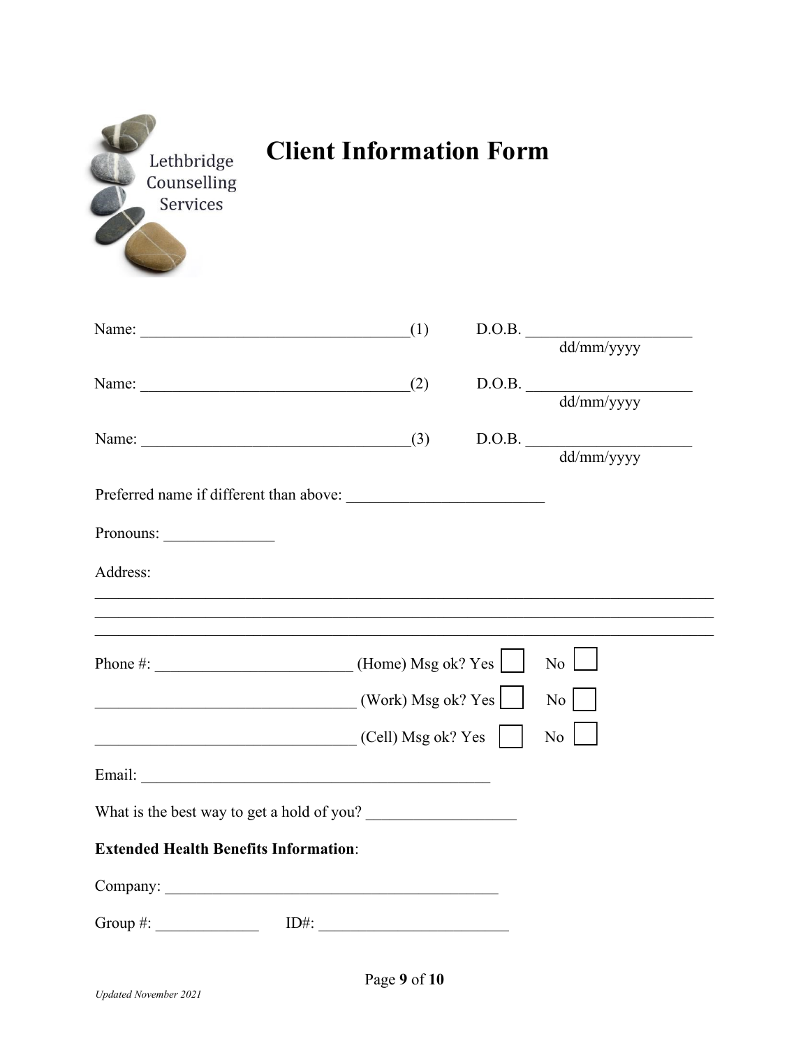Lethbridge Counselling Services

# Client Information Form

Name: ___________________________________(1)   D.O.B. ____________________
dd/mm/yyyy

Name: ___________________________________(2)   D.O.B. ____________________
dd/mm/yyyy

Name: ___________________________________(3)   D.O.B. ____________________
dd/mm/yyyy

Preferred name if different than above: _________________________

Pronouns: ______________

Address:

_______________________________________________________________________________
_______________________________________________________________________________
_______________________________________________________________________________

Phone #: _________________________ (Home) Msg ok? Yes ☐ No ☐

_________________________________ (Work) Msg ok? Yes ☐ No ☐

_________________________________ (Cell) Msg ok? Yes ☐ No ☐

Email: ____________________________________________

What is the best way to get a hold of you? __________________

**Extended Health Benefits Information**:

Company: ___________________________________________

Group #: _____________   ID#: ________________________

*Updated November 2021*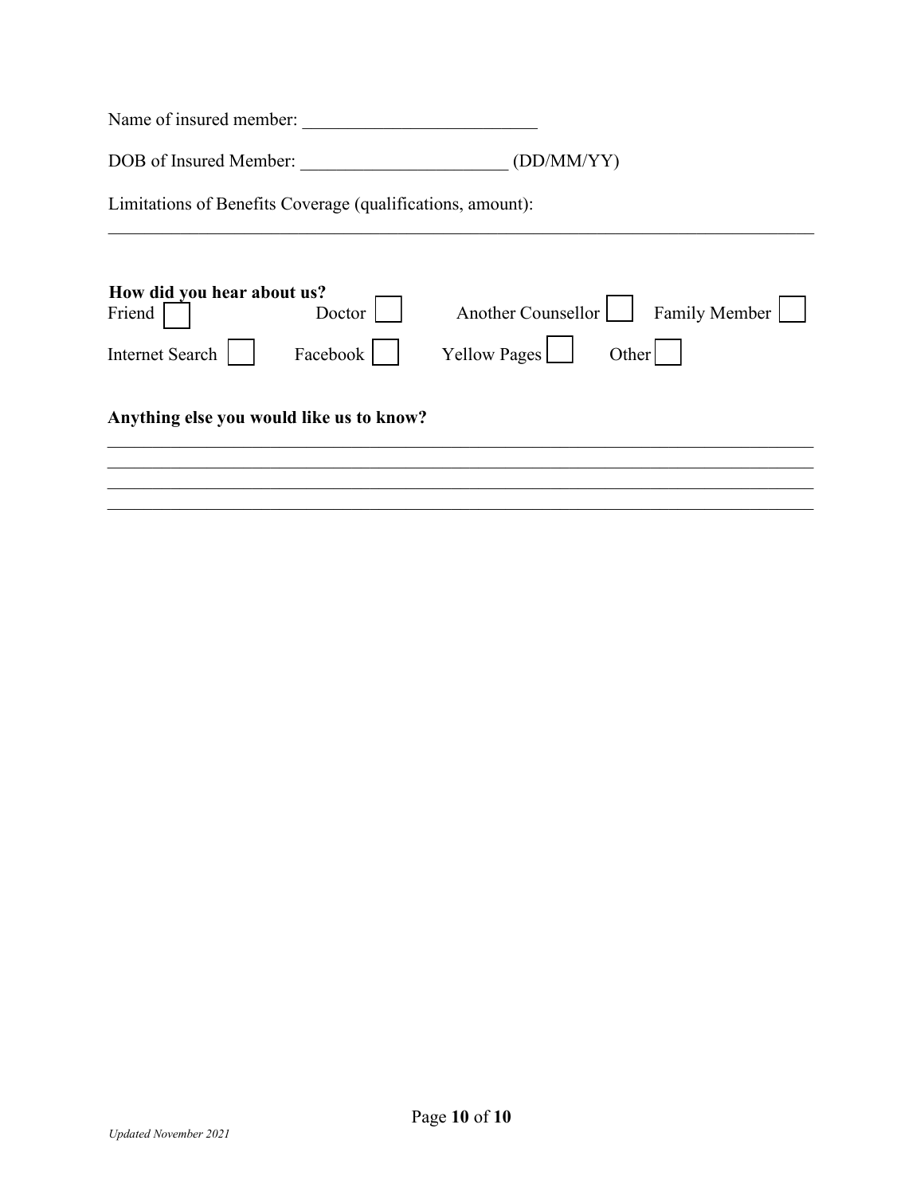Name of insured member: ___________________________

DOB of Insured Member: _______________________ (DD/MM/YY)

Limitations of Benefits Coverage (qualifications, amount):

________________________________________________________________________________

**How did you hear about us?**

Friend ☐ Doctor ☐ Another Counsellor ☐ Family Member ☐

Internet Search ☐ Facebook ☐ Yellow Pages ☐ Other ☐

**Anything else you would like us to know?**

________________________________________________________________________________

________________________________________________________________________________

________________________________________________________________________________

________________________________________________________________________________